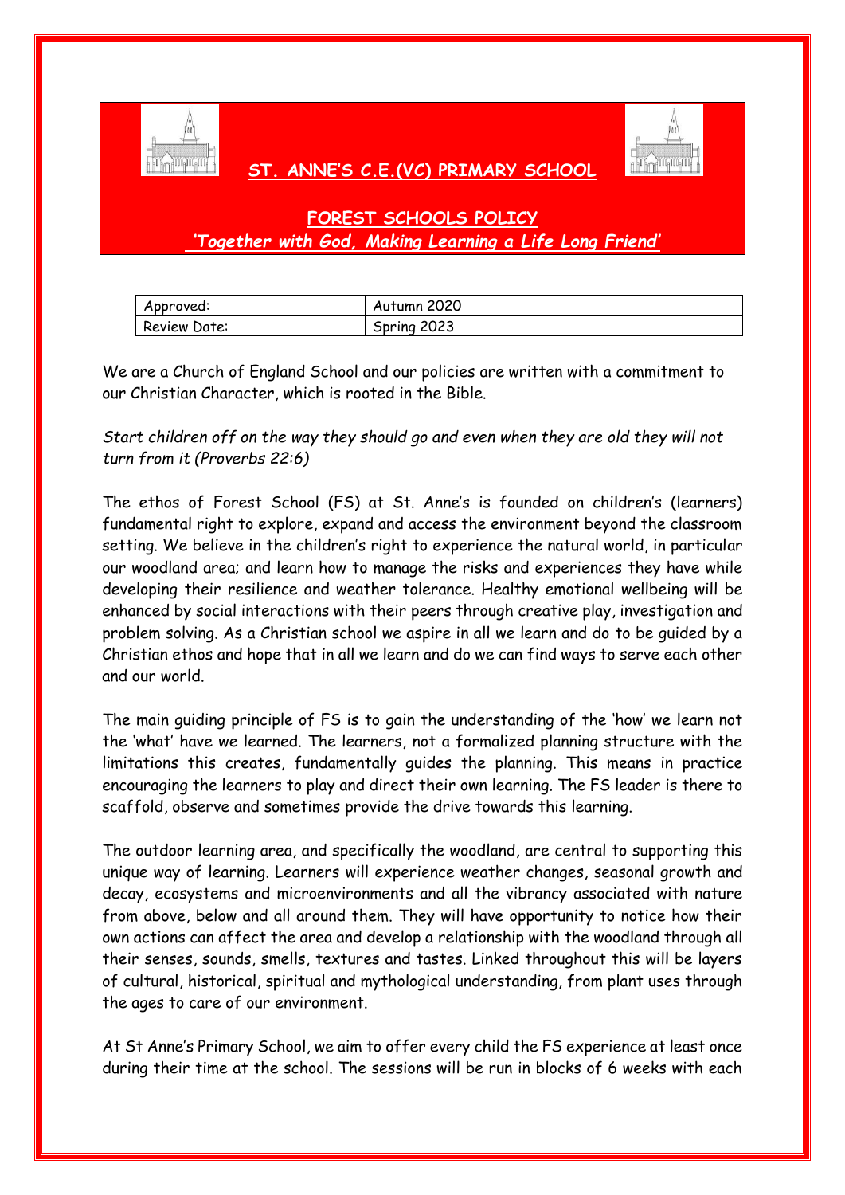# ST. ANNE'S C.E.(VC) PRIMARY SCHOOL

## FOREST SCHOOLS POLICY

***'Together with God, Making Learning a Life Long Friend'***

| Approved: | Autumn 2020 |
| --- | --- |
| Review Date: | Spring 2023 |

We are a Church of England School and our policies are written with a commitment to our Christian Character, which is rooted in the Bible.

*Start children off on the way they should go and even when they are old they will not turn from it (Proverbs 22:6)*

The ethos of Forest School (FS) at St. Anne's is founded on children's (learners) fundamental right to explore, expand and access the environment beyond the classroom setting. We believe in the children's right to experience the natural world, in particular our woodland area; and learn how to manage the risks and experiences they have while developing their resilience and weather tolerance. Healthy emotional wellbeing will be enhanced by social interactions with their peers through creative play, investigation and problem solving. As a Christian school we aspire in all we learn and do to be guided by a Christian ethos and hope that in all we learn and do we can find ways to serve each other and our world.

The main guiding principle of FS is to gain the understanding of the 'how' we learn not the 'what' have we learned. The learners, not a formalized planning structure with the limitations this creates, fundamentally guides the planning. This means in practice encouraging the learners to play and direct their own learning. The FS leader is there to scaffold, observe and sometimes provide the drive towards this learning.

The outdoor learning area, and specifically the woodland, are central to supporting this unique way of learning. Learners will experience weather changes, seasonal growth and decay, ecosystems and microenvironments and all the vibrancy associated with nature from above, below and all around them. They will have opportunity to notice how their own actions can affect the area and develop a relationship with the woodland through all their senses, sounds, smells, textures and tastes. Linked throughout this will be layers of cultural, historical, spiritual and mythological understanding, from plant uses through the ages to care of our environment.

At St Anne's Primary School, we aim to offer every child the FS experience at least once during their time at the school. The sessions will be run in blocks of 6 weeks with each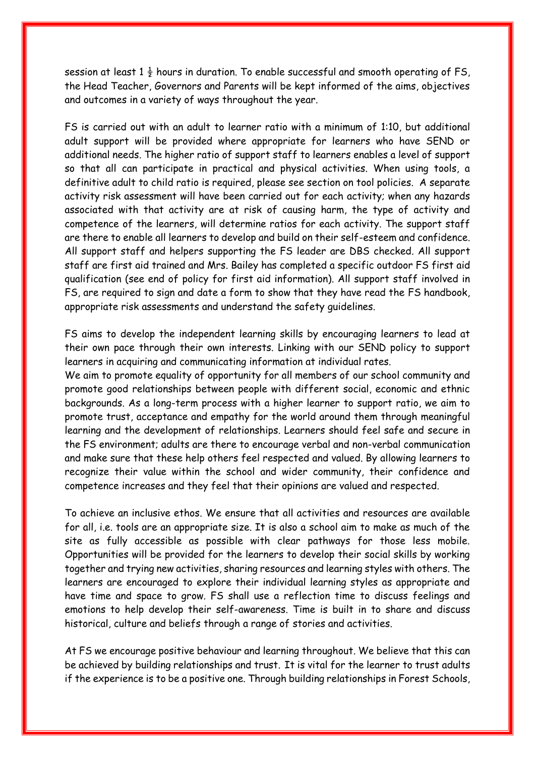session at least 1 ½ hours in duration. To enable successful and smooth operating of FS, the Head Teacher, Governors and Parents will be kept informed of the aims, objectives and outcomes in a variety of ways throughout the year.

FS is carried out with an adult to learner ratio with a minimum of 1:10, but additional adult support will be provided where appropriate for learners who have SEND or additional needs. The higher ratio of support staff to learners enables a level of support so that all can participate in practical and physical activities. When using tools, a definitive adult to child ratio is required, please see section on tool policies. A separate activity risk assessment will have been carried out for each activity; when any hazards associated with that activity are at risk of causing harm, the type of activity and competence of the learners, will determine ratios for each activity. The support staff are there to enable all learners to develop and build on their self-esteem and confidence. All support staff and helpers supporting the FS leader are DBS checked. All support staff are first aid trained and Mrs. Bailey has completed a specific outdoor FS first aid qualification (see end of policy for first aid information). All support staff involved in FS, are required to sign and date a form to show that they have read the FS handbook, appropriate risk assessments and understand the safety guidelines.

FS aims to develop the independent learning skills by encouraging learners to lead at their own pace through their own interests. Linking with our SEND policy to support learners in acquiring and communicating information at individual rates.
We aim to promote equality of opportunity for all members of our school community and promote good relationships between people with different social, economic and ethnic backgrounds. As a long-term process with a higher learner to support ratio, we aim to promote trust, acceptance and empathy for the world around them through meaningful learning and the development of relationships. Learners should feel safe and secure in the FS environment; adults are there to encourage verbal and non-verbal communication and make sure that these help others feel respected and valued. By allowing learners to recognize their value within the school and wider community, their confidence and competence increases and they feel that their opinions are valued and respected.

To achieve an inclusive ethos. We ensure that all activities and resources are available for all, i.e. tools are an appropriate size. It is also a school aim to make as much of the site as fully accessible as possible with clear pathways for those less mobile. Opportunities will be provided for the learners to develop their social skills by working together and trying new activities, sharing resources and learning styles with others. The learners are encouraged to explore their individual learning styles as appropriate and have time and space to grow. FS shall use a reflection time to discuss feelings and emotions to help develop their self-awareness. Time is built in to share and discuss historical, culture and beliefs through a range of stories and activities.

At FS we encourage positive behaviour and learning throughout. We believe that this can be achieved by building relationships and trust. It is vital for the learner to trust adults if the experience is to be a positive one. Through building relationships in Forest Schools,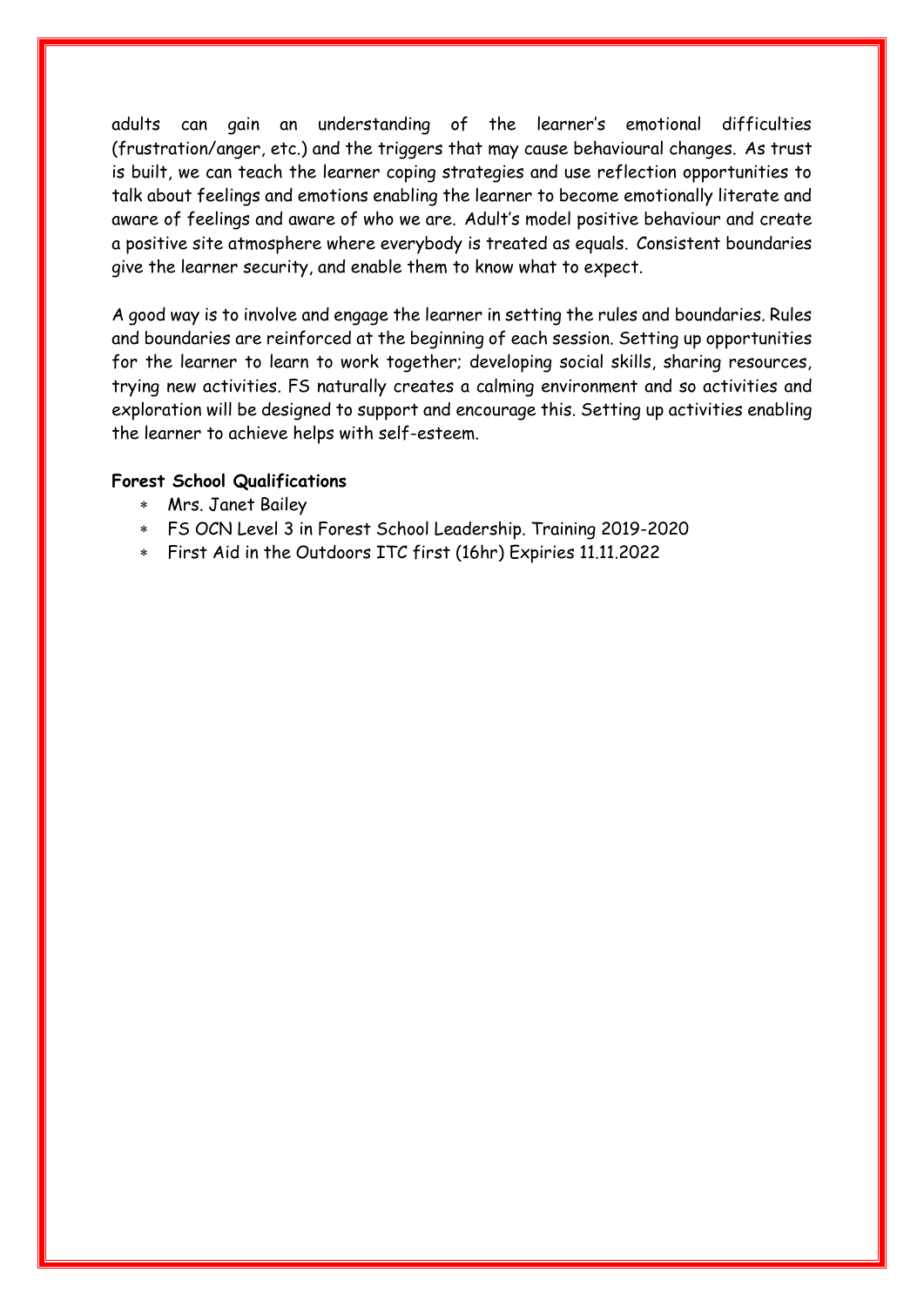adults can gain an understanding of the learner's emotional difficulties (frustration/anger, etc.) and the triggers that may cause behavioural changes. As trust is built, we can teach the learner coping strategies and use reflection opportunities to talk about feelings and emotions enabling the learner to become emotionally literate and aware of feelings and aware of who we are. Adult's model positive behaviour and create a positive site atmosphere where everybody is treated as equals. Consistent boundaries give the learner security, and enable them to know what to expect.

A good way is to involve and engage the learner in setting the rules and boundaries. Rules and boundaries are reinforced at the beginning of each session. Setting up opportunities for the learner to learn to work together; developing social skills, sharing resources, trying new activities. FS naturally creates a calming environment and so activities and exploration will be designed to support and encourage this. Setting up activities enabling the learner to achieve helps with self-esteem.

**Forest School Qualifications**

- Mrs. Janet Bailey
- FS OCN Level 3 in Forest School Leadership. Training 2019-2020
- First Aid in the Outdoors ITC first (16hr) Expiries 11.11.2022